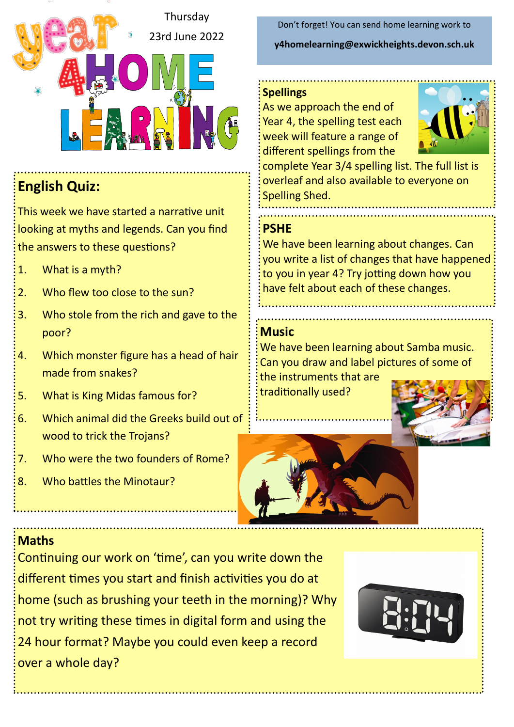# Year 4 Home Learning

Thursday

23rd June 2022

Don't forget! You can send home learning work to

**y4homelearning@exwickheights.devon.sch.uk**

## English Quiz:

This week we have started a narrative unit looking at myths and legends. Can you find the answers to these questions?

1. What is a myth?
2. Who flew too close to the sun?
3. Who stole from the rich and gave to the poor?
4. Which monster figure has a head of hair made from snakes?
5. What is King Midas famous for?
6. Which animal did the Greeks build out of wood to trick the Trojans?
7. Who were the two founders of Rome?
8. Who battles the Minotaur?

## Spellings

As we approach the end of Year 4, the spelling test each week will feature a range of different spellings from the complete Year 3/4 spelling list. The full list is overleaf and also available to everyone on Spelling Shed.

## PSHE

We have been learning about changes. Can you write a list of changes that have happened to you in year 4? Try jotting down how you have felt about each of these changes.

## Music

We have been learning about Samba music. Can you draw and label pictures of some of the instruments that are traditionally used?

## Maths

Continuing our work on 'time', can you write down the different times you start and finish activities you do at home (such as brushing your teeth in the morning)? Why not try writing these times in digital form and using the 24 hour format? Maybe you could even keep a record over a whole day?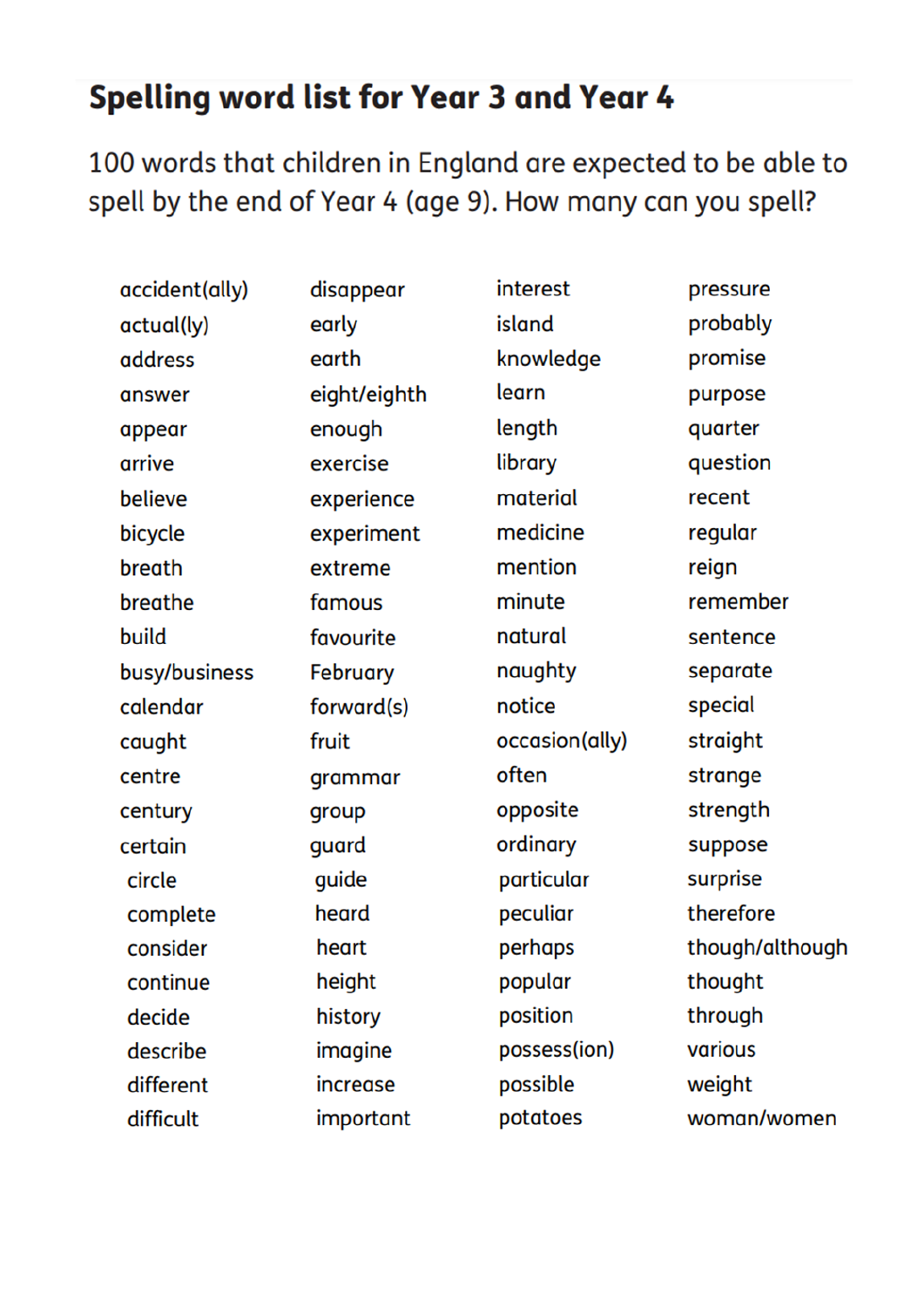## Spelling word list for Year 3 and Year 4

100 words that children in England are expected to be able to spell by the end of Year 4 (age 9). How many can you spell?

| | | | |
|---|---|---|---|
| accident(ally) | disappear | interest | pressure |
| actual(ly) | early | island | probably |
| address | earth | knowledge | promise |
| answer | eight/eighth | learn | purpose |
| appear | enough | length | quarter |
| arrive | exercise | library | question |
| believe | experience | material | recent |
| bicycle | experiment | medicine | regular |
| breath | extreme | mention | reign |
| breathe | famous | minute | remember |
| build | favourite | natural | sentence |
| busy/business | February | naughty | separate |
| calendar | forward(s) | notice | special |
| caught | fruit | occasion(ally) | straight |
| centre | grammar | often | strange |
| century | group | opposite | strength |
| certain | guard | ordinary | suppose |
| circle | guide | particular | surprise |
| complete | heard | peculiar | therefore |
| consider | heart | perhaps | though/although |
| continue | height | popular | thought |
| decide | history | position | through |
| describe | imagine | possess(ion) | various |
| different | increase | possible | weight |
| difficult | important | potatoes | woman/women |